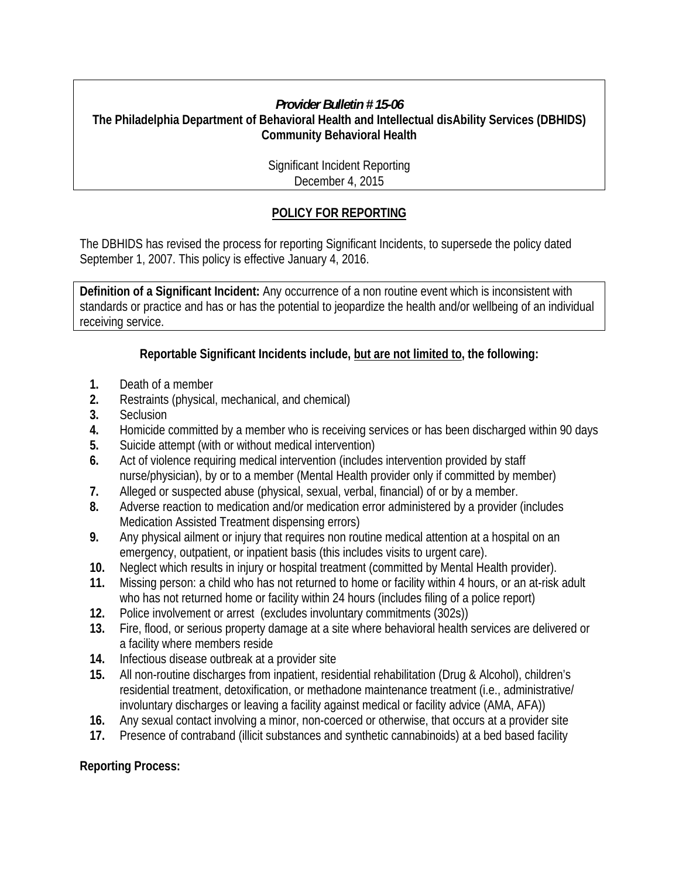***Provider Bulletin # 15-06***

**The Philadelphia Department of Behavioral Health and Intellectual disAbility Services (DBHIDS)**
**Community Behavioral Health**

Significant Incident Reporting
December 4, 2015

## POLICY FOR REPORTING

The DBHIDS has revised the process for reporting Significant Incidents, to supersede the policy dated September 1, 2007. This policy is effective January 4, 2016.

**Definition of a Significant Incident:** Any occurrence of a non routine event which is inconsistent with standards or practice and has or has the potential to jeopardize the health and/or wellbeing of an individual receiving service.

**Reportable Significant Incidents include, <u>but are not limited to</u>, the following:**

1. Death of a member
2. Restraints (physical, mechanical, and chemical)
3. Seclusion
4. Homicide committed by a member who is receiving services or has been discharged within 90 days
5. Suicide attempt (with or without medical intervention)
6. Act of violence requiring medical intervention (includes intervention provided by staff nurse/physician), by or to a member (Mental Health provider only if committed by member)
7. Alleged or suspected abuse (physical, sexual, verbal, financial) of or by a member.
8. Adverse reaction to medication and/or medication error administered by a provider (includes Medication Assisted Treatment dispensing errors)
9. Any physical ailment or injury that requires non routine medical attention at a hospital on an emergency, outpatient, or inpatient basis (this includes visits to urgent care).
10. Neglect which results in injury or hospital treatment (committed by Mental Health provider).
11. Missing person: a child who has not returned to home or facility within 4 hours, or an at-risk adult who has not returned home or facility within 24 hours (includes filing of a police report)
12. Police involvement or arrest (excludes involuntary commitments (302s))
13. Fire, flood, or serious property damage at a site where behavioral health services are delivered or a facility where members reside
14. Infectious disease outbreak at a provider site
15. All non-routine discharges from inpatient, residential rehabilitation (Drug & Alcohol), children's residential treatment, detoxification, or methadone maintenance treatment (i.e., administrative/ involuntary discharges or leaving a facility against medical or facility advice (AMA, AFA))
16. Any sexual contact involving a minor, non-coerced or otherwise, that occurs at a provider site
17. Presence of contraband (illicit substances and synthetic cannabinoids) at a bed based facility

**Reporting Process:**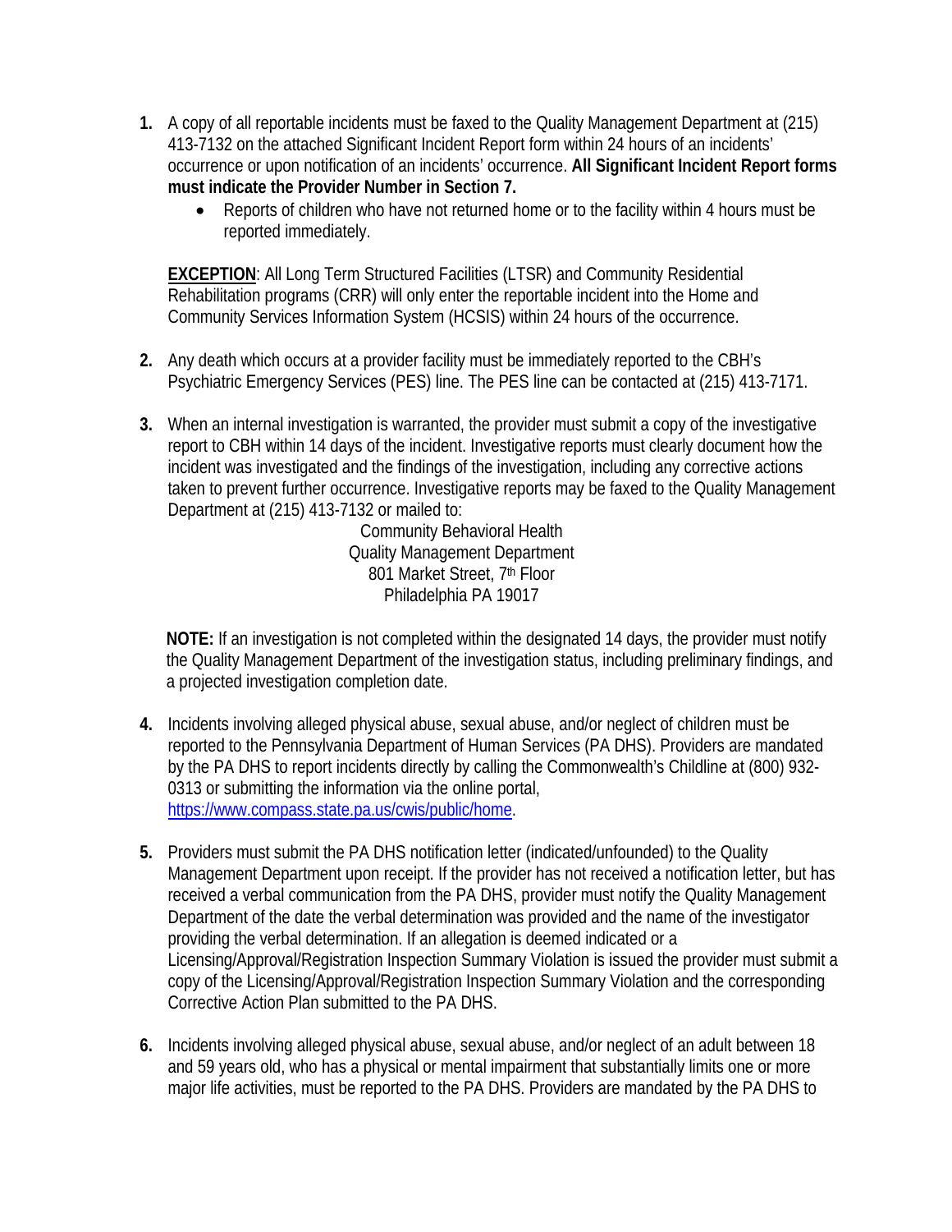1. A copy of all reportable incidents must be faxed to the Quality Management Department at (215) 413-7132 on the attached Significant Incident Report form within 24 hours of an incidents' occurrence or upon notification of an incidents' occurrence. **All Significant Incident Report forms must indicate the Provider Number in Section 7.**
   - Reports of children who have not returned home or to the facility within 4 hours must be reported immediately.

   **EXCEPTION**: All Long Term Structured Facilities (LTSR) and Community Residential Rehabilitation programs (CRR) will only enter the reportable incident into the Home and Community Services Information System (HCSIS) within 24 hours of the occurrence.

2. Any death which occurs at a provider facility must be immediately reported to the CBH's Psychiatric Emergency Services (PES) line. The PES line can be contacted at (215) 413-7171.

3. When an internal investigation is warranted, the provider must submit a copy of the investigative report to CBH within 14 days of the incident. Investigative reports must clearly document how the incident was investigated and the findings of the investigation, including any corrective actions taken to prevent further occurrence. Investigative reports may be faxed to the Quality Management Department at (215) 413-7132 or mailed to:

   Community Behavioral Health
   Quality Management Department
   801 Market Street, 7th Floor
   Philadelphia PA 19017

   **NOTE:** If an investigation is not completed within the designated 14 days, the provider must notify the Quality Management Department of the investigation status, including preliminary findings, and a projected investigation completion date.

4. Incidents involving alleged physical abuse, sexual abuse, and/or neglect of children must be reported to the Pennsylvania Department of Human Services (PA DHS). Providers are mandated by the PA DHS to report incidents directly by calling the Commonwealth's Childline at (800) 932-0313 or submitting the information via the online portal, https://www.compass.state.pa.us/cwis/public/home.

5. Providers must submit the PA DHS notification letter (indicated/unfounded) to the Quality Management Department upon receipt. If the provider has not received a notification letter, but has received a verbal communication from the PA DHS, provider must notify the Quality Management Department of the date the verbal determination was provided and the name of the investigator providing the verbal determination. If an allegation is deemed indicated or a Licensing/Approval/Registration Inspection Summary Violation is issued the provider must submit a copy of the Licensing/Approval/Registration Inspection Summary Violation and the corresponding Corrective Action Plan submitted to the PA DHS.

6. Incidents involving alleged physical abuse, sexual abuse, and/or neglect of an adult between 18 and 59 years old, who has a physical or mental impairment that substantially limits one or more major life activities, must be reported to the PA DHS. Providers are mandated by the PA DHS to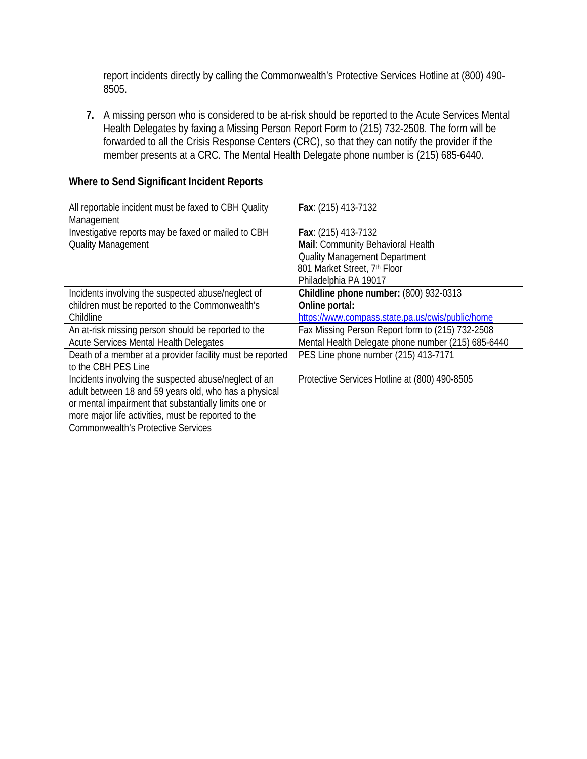report incidents directly by calling the Commonwealth's Protective Services Hotline at (800) 490-8505.

7. A missing person who is considered to be at-risk should be reported to the Acute Services Mental Health Delegates by faxing a Missing Person Report Form to (215) 732-2508. The form will be forwarded to all the Crisis Response Centers (CRC), so that they can notify the provider if the member presents at a CRC. The Mental Health Delegate phone number is (215) 685-6440.

**Where to Send Significant Incident Reports**

| | |
|---|---|
| All reportable incident must be faxed to CBH Quality Management | **Fax**: (215) 413-7132 |
| Investigative reports may be faxed or mailed to CBH Quality Management | **Fax**: (215) 413-7132<br>**Mail**: Community Behavioral Health<br>Quality Management Department<br>801 Market Street, 7th Floor<br>Philadelphia PA 19017 |
| Incidents involving the suspected abuse/neglect of children must be reported to the Commonwealth's Childline | **Childline phone number:** (800) 932-0313<br>**Online portal:**<br>https://www.compass.state.pa.us/cwis/public/home |
| An at-risk missing person should be reported to the Acute Services Mental Health Delegates | Fax Missing Person Report form to (215) 732-2508<br>Mental Health Delegate phone number (215) 685-6440 |
| Death of a member at a provider facility must be reported to the CBH PES Line | PES Line phone number (215) 413-7171 |
| Incidents involving the suspected abuse/neglect of an adult between 18 and 59 years old, who has a physical or mental impairment that substantially limits one or more major life activities, must be reported to the Commonwealth's Protective Services | Protective Services Hotline at (800) 490-8505 |